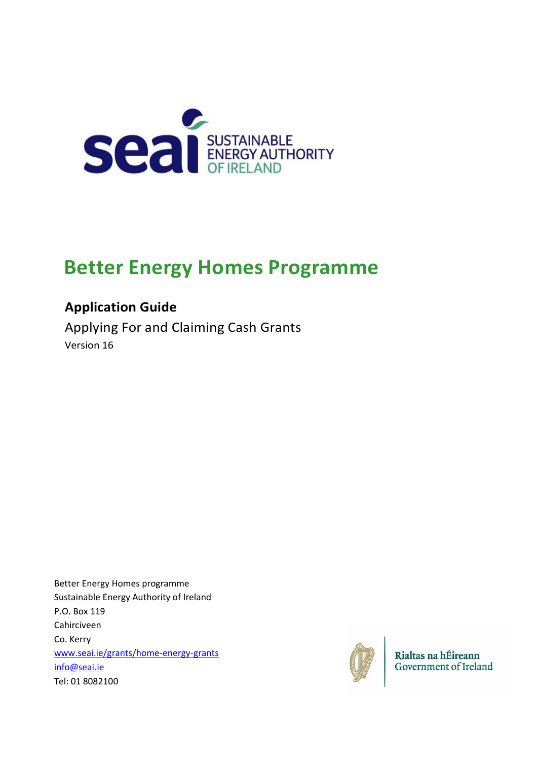# Better Energy Homes Programme

## Application Guide

Applying For and Claiming Cash Grants

Version 16

Better Energy Homes programme
Sustainable Energy Authority of Ireland
P.O. Box 119
Cahirciveen
Co. Kerry
www.seai.ie/grants/home-energy-grants
info@seai.ie
Tel: 01 8082100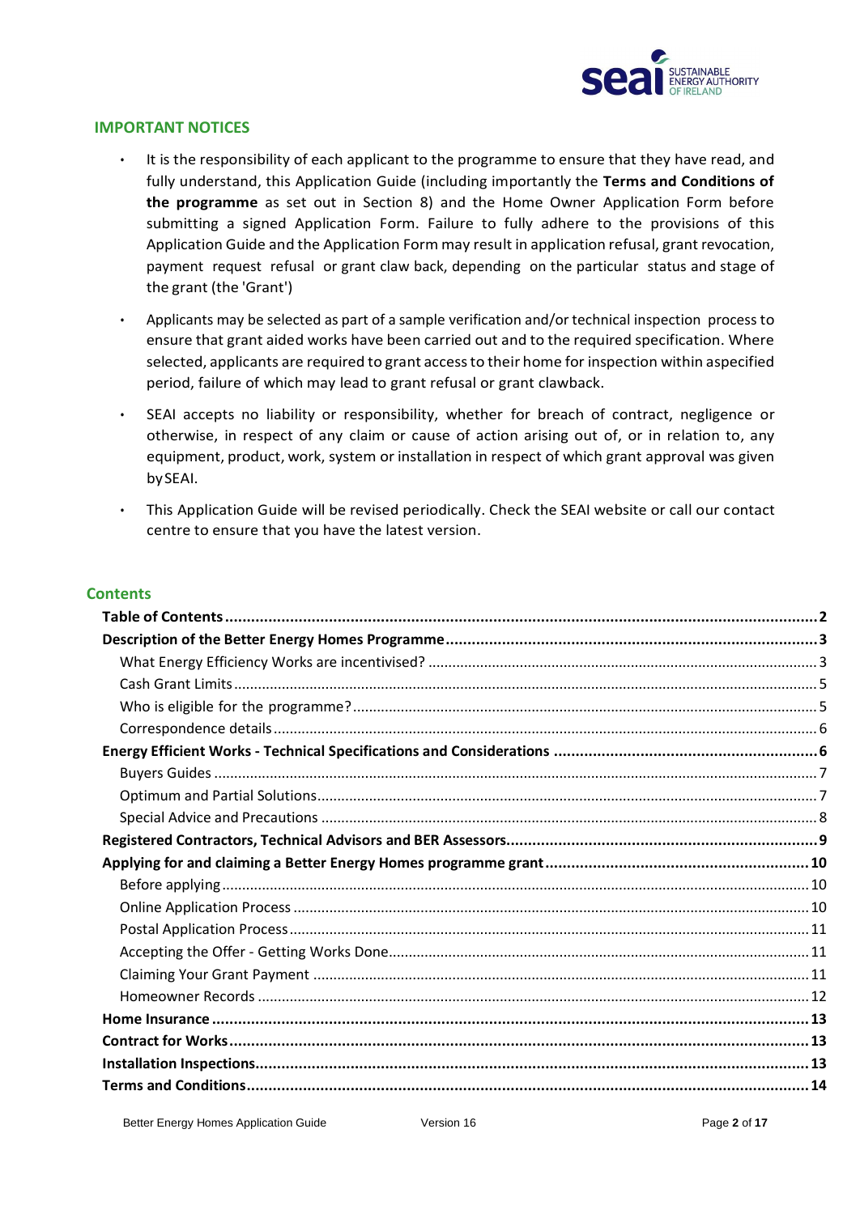## IMPORTANT NOTICES

- It is the responsibility of each applicant to the programme to ensure that they have read, and fully understand, this Application Guide (including importantly the **Terms and Conditions of the programme** as set out in Section 8) and the Home Owner Application Form before submitting a signed Application Form. Failure to fully adhere to the provisions of this Application Guide and the Application Form may result in application refusal, grant revocation, payment request refusal or grant claw back, depending on the particular status and stage of the grant (the 'Grant')
- Applicants may be selected as part of a sample verification and/or technical inspection process to ensure that grant aided works have been carried out and to the required specification. Where selected, applicants are required to grant access to their home for inspection within aspecified period, failure of which may lead to grant refusal or grant clawback.
- SEAI accepts no liability or responsibility, whether for breach of contract, negligence or otherwise, in respect of any claim or cause of action arising out of, or in relation to, any equipment, product, work, system or installation in respect of which grant approval was given by SEAI.
- This Application Guide will be revised periodically. Check the SEAI website or call our contact centre to ensure that you have the latest version.

## Contents

**Table of Contents** ..... **2**

**Description of the Better Energy Homes Programme** ..... **3**

- What Energy Efficiency Works are incentivised? ..... 3
- Cash Grant Limits ..... 5
- Who is eligible for the programme? ..... 5
- Correspondence details ..... 6

**Energy Efficient Works - Technical Specifications and Considerations** ..... **6**

- Buyers Guides ..... 7
- Optimum and Partial Solutions ..... 7
- Special Advice and Precautions ..... 8

**Registered Contractors, Technical Advisors and BER Assessors** ..... **9**

**Applying for and claiming a Better Energy Homes programme grant** ..... **10**

- Before applying ..... 10
- Online Application Process ..... 10
- Postal Application Process ..... 11
- Accepting the Offer - Getting Works Done ..... 11
- Claiming Your Grant Payment ..... 11
- Homeowner Records ..... 12

**Home Insurance** ..... **13**

**Contract for Works** ..... **13**

**Installation Inspections** ..... **13**

**Terms and Conditions** ..... **14**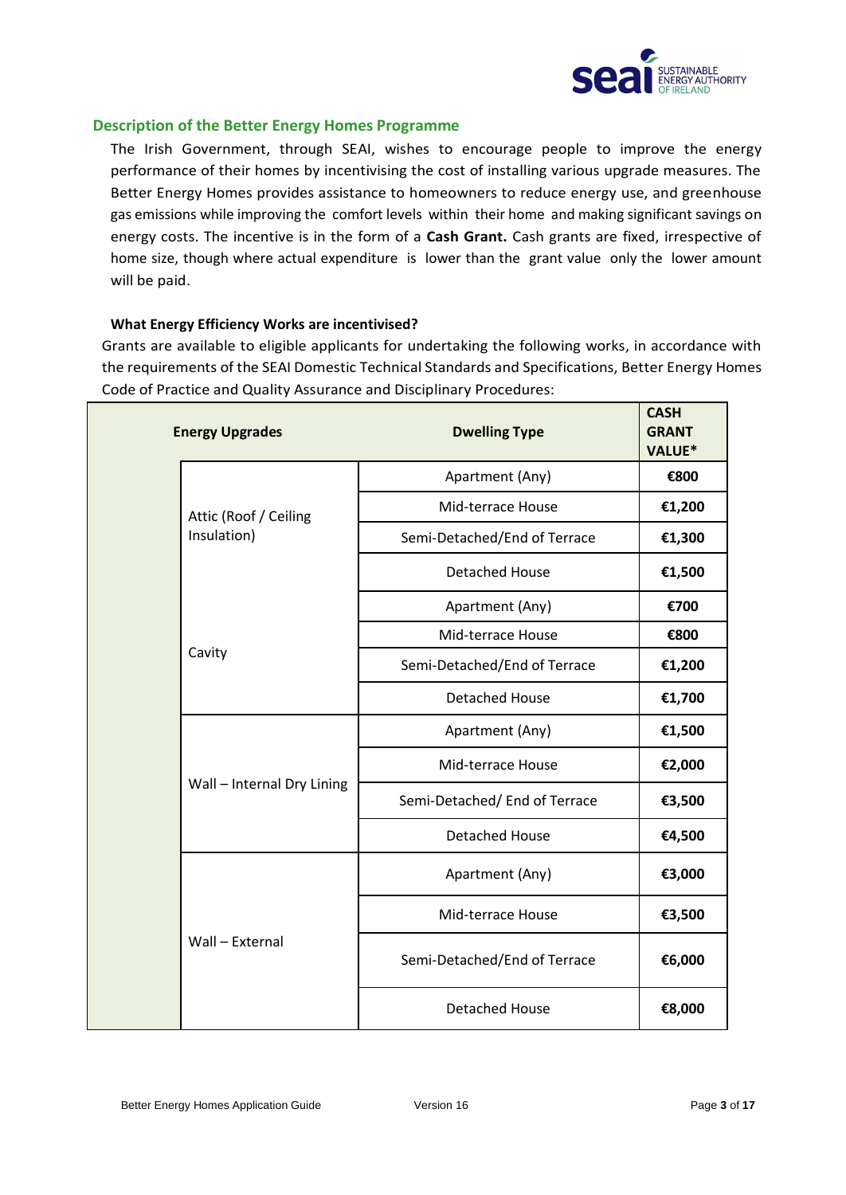## Description of the Better Energy Homes Programme

The Irish Government, through SEAI, wishes to encourage people to improve the energy performance of their homes by incentivising the cost of installing various upgrade measures. The Better Energy Homes provides assistance to homeowners to reduce energy use, and greenhouse gas emissions while improving the comfort levels within their home and making significant savings on energy costs. The incentive is in the form of a **Cash Grant.** Cash grants are fixed, irrespective of home size, though where actual expenditure is lower than the grant value only the lower amount will be paid.

**What Energy Efficiency Works are incentivised?**

Grants are available to eligible applicants for undertaking the following works, in accordance with the requirements of the SEAI Domestic Technical Standards and Specifications, Better Energy Homes Code of Practice and Quality Assurance and Disciplinary Procedures:

| Energy Upgrades | Dwelling Type | CASH GRANT VALUE* |
|---|---|---|
| Attic (Roof / Ceiling Insulation) | Apartment (Any) | €800 |
| | Mid-terrace House | €1,200 |
| | Semi-Detached/End of Terrace | €1,300 |
| | Detached House | €1,500 |
| Cavity | Apartment (Any) | €700 |
| | Mid-terrace House | €800 |
| | Semi-Detached/End of Terrace | €1,200 |
| | Detached House | €1,700 |
| Wall – Internal Dry Lining | Apartment (Any) | €1,500 |
| | Mid-terrace House | €2,000 |
| | Semi-Detached/ End of Terrace | €3,500 |
| | Detached House | €4,500 |
| Wall – External | Apartment (Any) | €3,000 |
| | Mid-terrace House | €3,500 |
| | Semi-Detached/End of Terrace | €6,000 |
| | Detached House | €8,000 |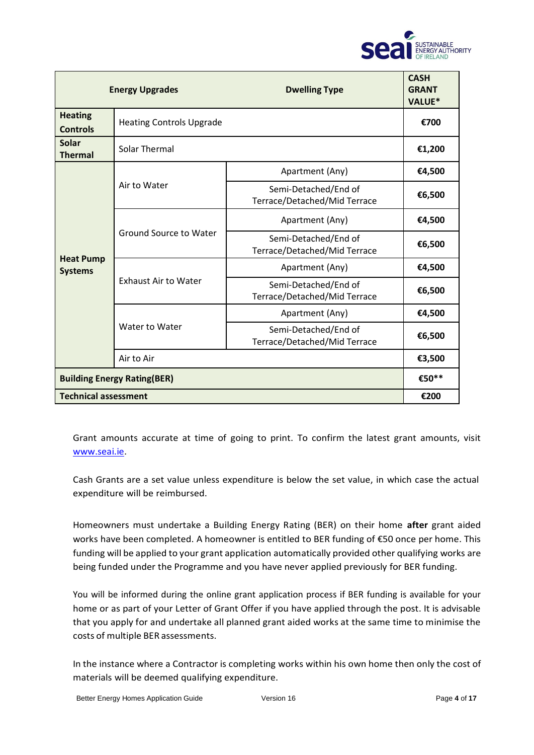| Energy Upgrades | | Dwelling Type | CASH GRANT VALUE* |
|---|---|---|---|
| **Heating Controls** | Heating Controls Upgrade | | **€700** |
| **Solar Thermal** | Solar Thermal | | **€1,200** |
| **Heat Pump Systems** | Air to Water | Apartment (Any) | **€4,500** |
| | | Semi-Detached/End of Terrace/Detached/Mid Terrace | **€6,500** |
| | Ground Source to Water | Apartment (Any) | **€4,500** |
| | | Semi-Detached/End of Terrace/Detached/Mid Terrace | **€6,500** |
| | Exhaust Air to Water | Apartment (Any) | **€4,500** |
| | | Semi-Detached/End of Terrace/Detached/Mid Terrace | **€6,500** |
| | Water to Water | Apartment (Any) | **€4,500** |
| | | Semi-Detached/End of Terrace/Detached/Mid Terrace | **€6,500** |
| | Air to Air | | **€3,500** |
| **Building Energy Rating(BER)** | | | **€50**** |
| **Technical assessment** | | | **€200** |

Grant amounts accurate at time of going to print. To confirm the latest grant amounts, visit www.seai.ie.

Cash Grants are a set value unless expenditure is below the set value, in which case the actual expenditure will be reimbursed.

Homeowners must undertake a Building Energy Rating (BER) on their home **after** grant aided works have been completed. A homeowner is entitled to BER funding of €50 once per home. This funding will be applied to your grant application automatically provided other qualifying works are being funded under the Programme and you have never applied previously for BER funding.

You will be informed during the online grant application process if BER funding is available for your home or as part of your Letter of Grant Offer if you have applied through the post. It is advisable that you apply for and undertake all planned grant aided works at the same time to minimise the costs of multiple BER assessments.

In the instance where a Contractor is completing works within his own home then only the cost of materials will be deemed qualifying expenditure.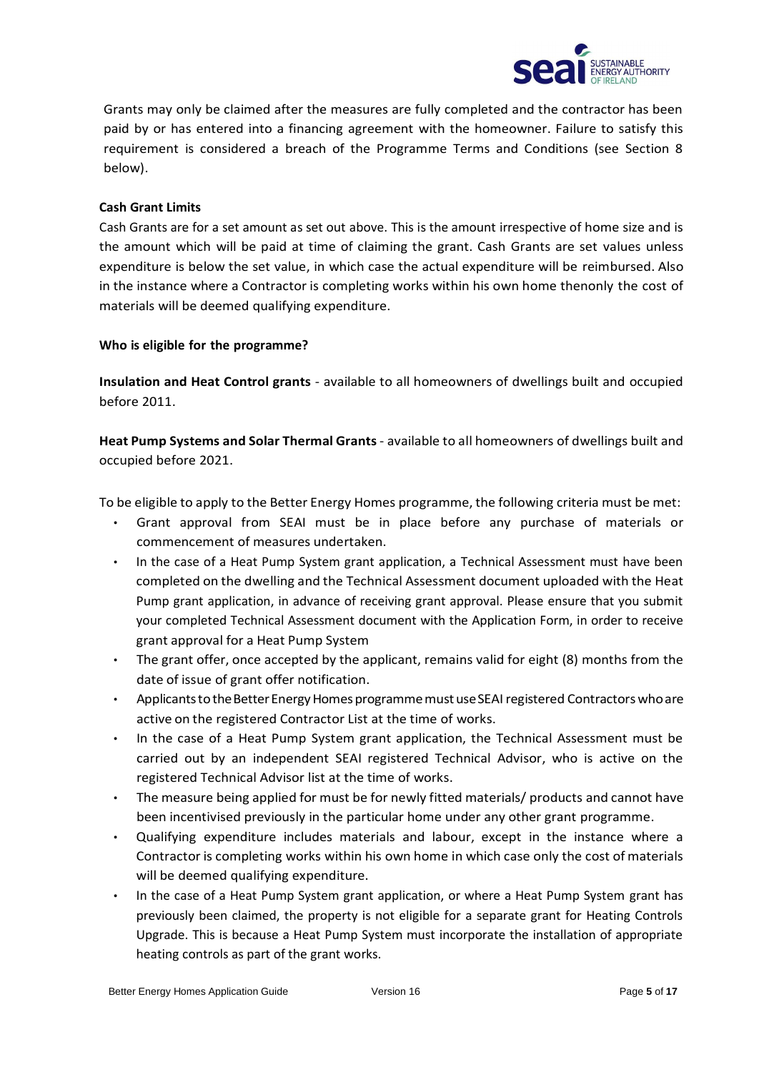Grants may only be claimed after the measures are fully completed and the contractor has been paid by or has entered into a financing agreement with the homeowner. Failure to satisfy this requirement is considered a breach of the Programme Terms and Conditions (see Section 8 below).

**Cash Grant Limits**

Cash Grants are for a set amount as set out above. This is the amount irrespective of home size and is the amount which will be paid at time of claiming the grant. Cash Grants are set values unless expenditure is below the set value, in which case the actual expenditure will be reimbursed. Also in the instance where a Contractor is completing works within his own home thenonly the cost of materials will be deemed qualifying expenditure.

**Who is eligible for the programme?**

**Insulation and Heat Control grants** - available to all homeowners of dwellings built and occupied before 2011.

**Heat Pump Systems and Solar Thermal Grants** - available to all homeowners of dwellings built and occupied before 2021.

To be eligible to apply to the Better Energy Homes programme, the following criteria must be met:

- Grant approval from SEAI must be in place before any purchase of materials or commencement of measures undertaken.
- In the case of a Heat Pump System grant application, a Technical Assessment must have been completed on the dwelling and the Technical Assessment document uploaded with the Heat Pump grant application, in advance of receiving grant approval. Please ensure that you submit your completed Technical Assessment document with the Application Form, in order to receive grant approval for a Heat Pump System
- The grant offer, once accepted by the applicant, remains valid for eight (8) months from the date of issue of grant offer notification.
- Applicants to the Better Energy Homes programme must use SEAI registered Contractors who are active on the registered Contractor List at the time of works.
- In the case of a Heat Pump System grant application, the Technical Assessment must be carried out by an independent SEAI registered Technical Advisor, who is active on the registered Technical Advisor list at the time of works.
- The measure being applied for must be for newly fitted materials/ products and cannot have been incentivised previously in the particular home under any other grant programme.
- Qualifying expenditure includes materials and labour, except in the instance where a Contractor is completing works within his own home in which case only the cost of materials will be deemed qualifying expenditure.
- In the case of a Heat Pump System grant application, or where a Heat Pump System grant has previously been claimed, the property is not eligible for a separate grant for Heating Controls Upgrade. This is because a Heat Pump System must incorporate the installation of appropriate heating controls as part of the grant works.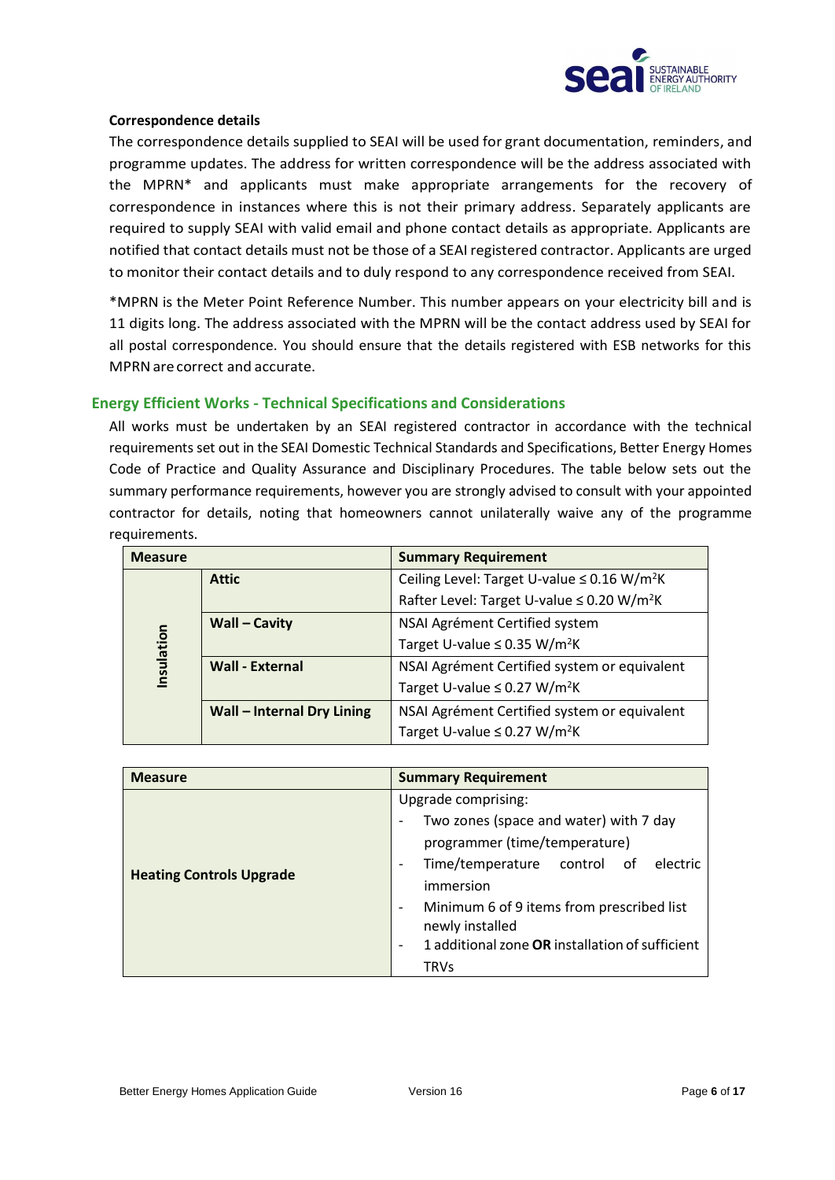**Correspondence details**

The correspondence details supplied to SEAI will be used for grant documentation, reminders, and programme updates. The address for written correspondence will be the address associated with the MPRN* and applicants must make appropriate arrangements for the recovery of correspondence in instances where this is not their primary address. Separately applicants are required to supply SEAI with valid email and phone contact details as appropriate. Applicants are notified that contact details must not be those of a SEAI registered contractor. Applicants are urged to monitor their contact details and to duly respond to any correspondence received from SEAI.

*MPRN is the Meter Point Reference Number. This number appears on your electricity bill and is 11 digits long. The address associated with the MPRN will be the contact address used by SEAI for all postal correspondence. You should ensure that the details registered with ESB networks for this MPRN are correct and accurate.

## Energy Efficient Works - Technical Specifications and Considerations

All works must be undertaken by an SEAI registered contractor in accordance with the technical requirements set out in the SEAI Domestic Technical Standards and Specifications, Better Energy Homes Code of Practice and Quality Assurance and Disciplinary Procedures. The table below sets out the summary performance requirements, however you are strongly advised to consult with your appointed contractor for details, noting that homeowners cannot unilaterally waive any of the programme requirements.

| Measure | | Summary Requirement |
|---|---|---|
| Insulation | **Attic** | Ceiling Level: Target U-value ≤ 0.16 W/m²K<br>Rafter Level: Target U-value ≤ 0.20 W/m²K |
| | **Wall – Cavity** | NSAI Agrément Certified system<br>Target U-value ≤ 0.35 W/m²K |
| | **Wall - External** | NSAI Agrément Certified system or equivalent<br>Target U-value ≤ 0.27 W/m²K |
| | **Wall – Internal Dry Lining** | NSAI Agrément Certified system or equivalent<br>Target U-value ≤ 0.27 W/m²K |

| Measure | Summary Requirement |
|---|---|
| **Heating Controls Upgrade** | Upgrade comprising:<br>- Two zones (space and water) with 7 day programmer (time/temperature)<br>- Time/temperature control of electric immersion<br>- Minimum 6 of 9 items from prescribed list newly installed<br>- 1 additional zone **OR** installation of sufficient TRVs |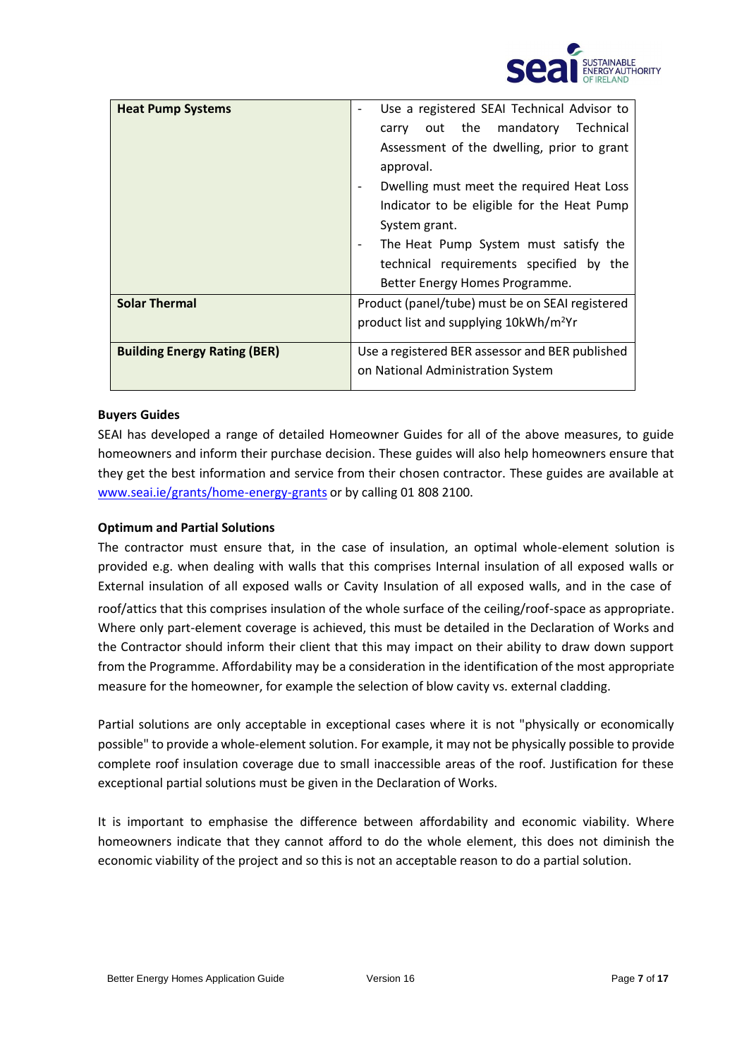| | |
|---|---|
| **Heat Pump Systems** | - Use a registered SEAI Technical Advisor to carry out the mandatory Technical Assessment of the dwelling, prior to grant approval.<br>- Dwelling must meet the required Heat Loss Indicator to be eligible for the Heat Pump System grant.<br>- The Heat Pump System must satisfy the technical requirements specified by the Better Energy Homes Programme. |
| **Solar Thermal** | Product (panel/tube) must be on SEAI registered product list and supplying 10kWh/m$^2$Yr |
| **Building Energy Rating (BER)** | Use a registered BER assessor and BER published on National Administration System |

**Buyers Guides**

SEAI has developed a range of detailed Homeowner Guides for all of the above measures, to guide homeowners and inform their purchase decision. These guides will also help homeowners ensure that they get the best information and service from their chosen contractor. These guides are available at www.seai.ie/grants/home-energy-grants or by calling 01 808 2100.

**Optimum and Partial Solutions**

The contractor must ensure that, in the case of insulation, an optimal whole-element solution is provided e.g. when dealing with walls that this comprises Internal insulation of all exposed walls or External insulation of all exposed walls or Cavity Insulation of all exposed walls, and in the case of roof/attics that this comprises insulation of the whole surface of the ceiling/roof-space as appropriate. Where only part-element coverage is achieved, this must be detailed in the Declaration of Works and the Contractor should inform their client that this may impact on their ability to draw down support from the Programme. Affordability may be a consideration in the identification of the most appropriate measure for the homeowner, for example the selection of blow cavity vs. external cladding.

Partial solutions are only acceptable in exceptional cases where it is not "physically or economically possible" to provide a whole-element solution. For example, it may not be physically possible to provide complete roof insulation coverage due to small inaccessible areas of the roof. Justification for these exceptional partial solutions must be given in the Declaration of Works.

It is important to emphasise the difference between affordability and economic viability. Where homeowners indicate that they cannot afford to do the whole element, this does not diminish the economic viability of the project and so this is not an acceptable reason to do a partial solution.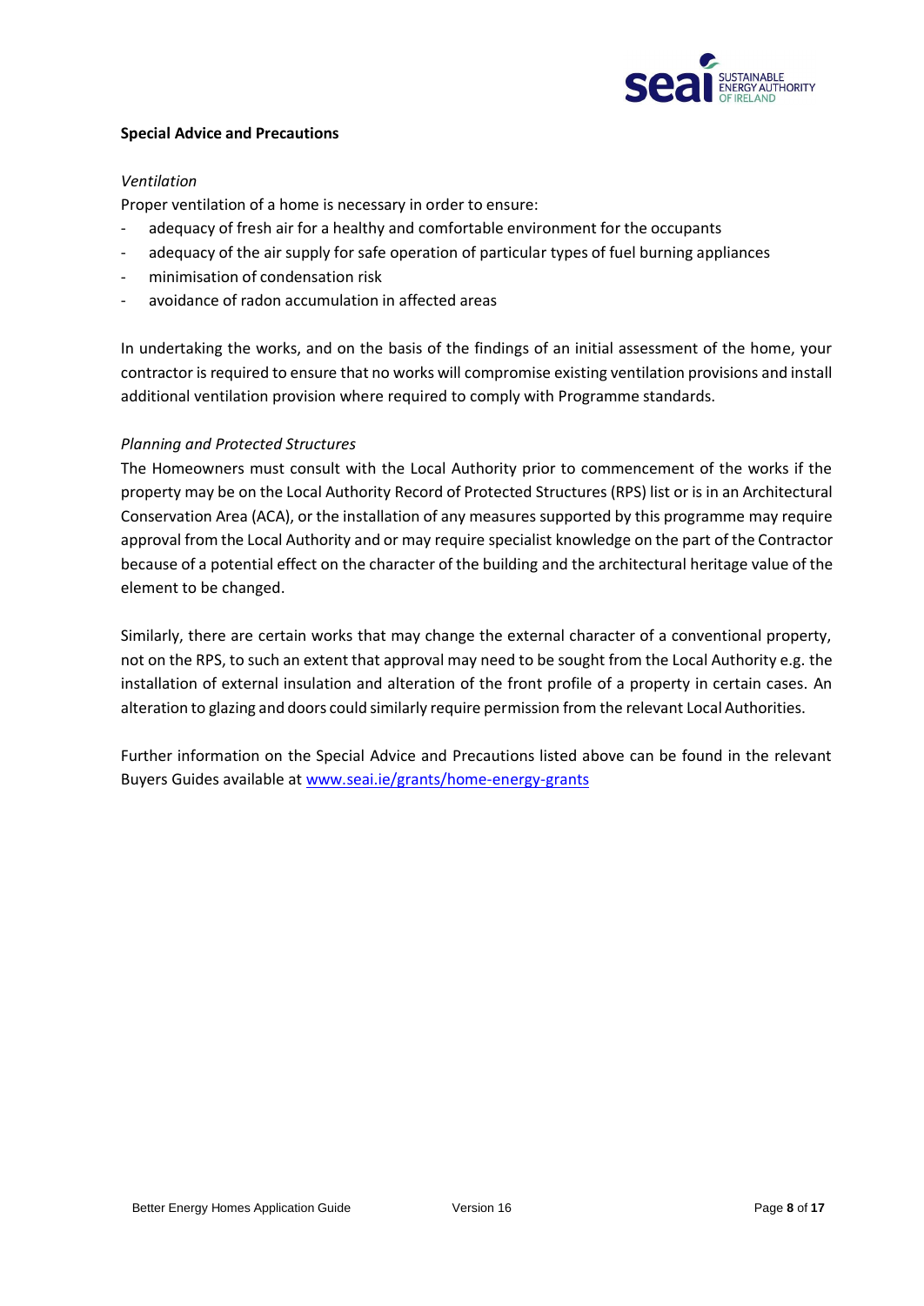**Special Advice and Precautions**

*Ventilation*

Proper ventilation of a home is necessary in order to ensure:

- adequacy of fresh air for a healthy and comfortable environment for the occupants
- adequacy of the air supply for safe operation of particular types of fuel burning appliances
- minimisation of condensation risk
- avoidance of radon accumulation in affected areas

In undertaking the works, and on the basis of the findings of an initial assessment of the home, your contractor is required to ensure that no works will compromise existing ventilation provisions and install additional ventilation provision where required to comply with Programme standards.

*Planning and Protected Structures*

The Homeowners must consult with the Local Authority prior to commencement of the works if the property may be on the Local Authority Record of Protected Structures (RPS) list or is in an Architectural Conservation Area (ACA), or the installation of any measures supported by this programme may require approval from the Local Authority and or may require specialist knowledge on the part of the Contractor because of a potential effect on the character of the building and the architectural heritage value of the element to be changed.

Similarly, there are certain works that may change the external character of a conventional property, not on the RPS, to such an extent that approval may need to be sought from the Local Authority e.g. the installation of external insulation and alteration of the front profile of a property in certain cases. An alteration to glazing and doors could similarly require permission from the relevant Local Authorities.

Further information on the Special Advice and Precautions listed above can be found in the relevant Buyers Guides available at [www.seai.ie/grants/home-energy-grants](http://www.seai.ie/grants/home-energy-grants)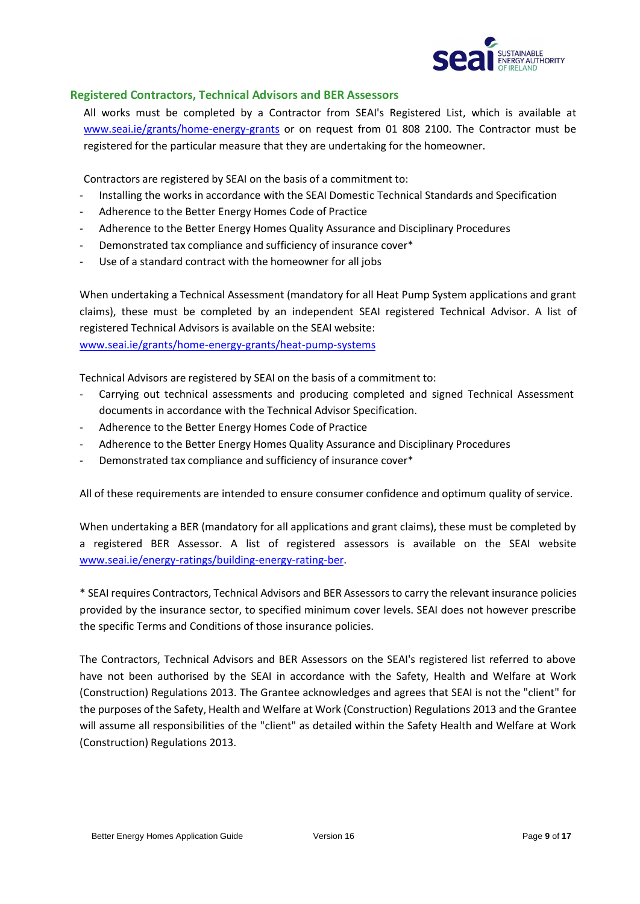## Registered Contractors, Technical Advisors and BER Assessors

All works must be completed by a Contractor from SEAI's Registered List, which is available at www.seai.ie/grants/home-energy-grants or on request from 01 808 2100. The Contractor must be registered for the particular measure that they are undertaking for the homeowner.

Contractors are registered by SEAI on the basis of a commitment to:

- Installing the works in accordance with the SEAI Domestic Technical Standards and Specification
- Adherence to the Better Energy Homes Code of Practice
- Adherence to the Better Energy Homes Quality Assurance and Disciplinary Procedures
- Demonstrated tax compliance and sufficiency of insurance cover*
- Use of a standard contract with the homeowner for all jobs

When undertaking a Technical Assessment (mandatory for all Heat Pump System applications and grant claims), these must be completed by an independent SEAI registered Technical Advisor. A list of registered Technical Advisors is available on the SEAI website: www.seai.ie/grants/home-energy-grants/heat-pump-systems

Technical Advisors are registered by SEAI on the basis of a commitment to:

- Carrying out technical assessments and producing completed and signed Technical Assessment documents in accordance with the Technical Advisor Specification.
- Adherence to the Better Energy Homes Code of Practice
- Adherence to the Better Energy Homes Quality Assurance and Disciplinary Procedures
- Demonstrated tax compliance and sufficiency of insurance cover*

All of these requirements are intended to ensure consumer confidence and optimum quality of service.

When undertaking a BER (mandatory for all applications and grant claims), these must be completed by a registered BER Assessor. A list of registered assessors is available on the SEAI website www.seai.ie/energy-ratings/building-energy-rating-ber.

* SEAI requires Contractors, Technical Advisors and BER Assessors to carry the relevant insurance policies provided by the insurance sector, to specified minimum cover levels. SEAI does not however prescribe the specific Terms and Conditions of those insurance policies.

The Contractors, Technical Advisors and BER Assessors on the SEAI's registered list referred to above have not been authorised by the SEAI in accordance with the Safety, Health and Welfare at Work (Construction) Regulations 2013. The Grantee acknowledges and agrees that SEAI is not the "client" for the purposes of the Safety, Health and Welfare at Work (Construction) Regulations 2013 and the Grantee will assume all responsibilities of the "client" as detailed within the Safety Health and Welfare at Work (Construction) Regulations 2013.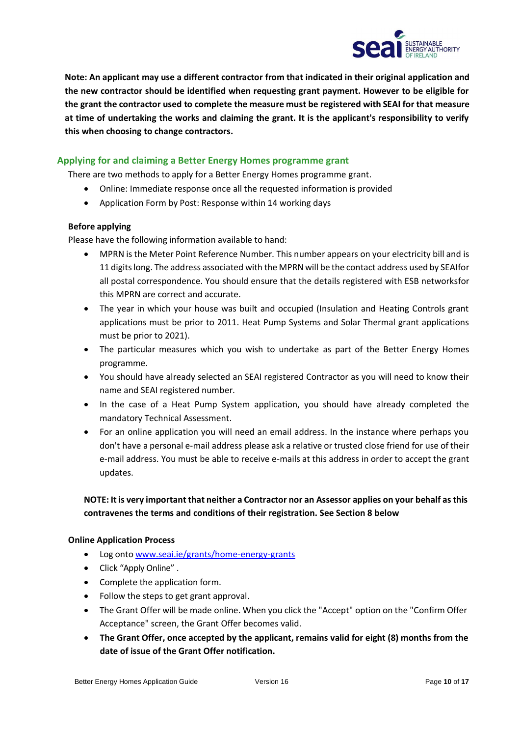**Note: An applicant may use a different contractor from that indicated in their original application and the new contractor should be identified when requesting grant payment. However to be eligible for the grant the contractor used to complete the measure must be registered with SEAI for that measure at time of undertaking the works and claiming the grant. It is the applicant's responsibility to verify this when choosing to change contractors.**

## Applying for and claiming a Better Energy Homes programme grant

There are two methods to apply for a Better Energy Homes programme grant.

- Online: Immediate response once all the requested information is provided
- Application Form by Post: Response within 14 working days

**Before applying**

Please have the following information available to hand:

- MPRN is the Meter Point Reference Number. This number appears on your electricity bill and is 11 digits long. The address associated with the MPRN will be the contact address used by SEAIfor all postal correspondence. You should ensure that the details registered with ESB networksfor this MPRN are correct and accurate.
- The year in which your house was built and occupied (Insulation and Heating Controls grant applications must be prior to 2011. Heat Pump Systems and Solar Thermal grant applications must be prior to 2021).
- The particular measures which you wish to undertake as part of the Better Energy Homes programme.
- You should have already selected an SEAI registered Contractor as you will need to know their name and SEAI registered number.
- In the case of a Heat Pump System application, you should have already completed the mandatory Technical Assessment.
- For an online application you will need an email address. In the instance where perhaps you don't have a personal e-mail address please ask a relative or trusted close friend for use of their e-mail address. You must be able to receive e-mails at this address in order to accept the grant updates.

**NOTE: It is very important that neither a Contractor nor an Assessor applies on your behalf as this contravenes the terms and conditions of their registration. See Section 8 below**

**Online Application Process**

- Log onto [www.seai.ie/grants/home-energy-grants](http://www.seai.ie/grants/home-energy-grants)
- Click "Apply Online" .
- Complete the application form.
- Follow the steps to get grant approval.
- The Grant Offer will be made online. When you click the "Accept" option on the "Confirm Offer Acceptance" screen, the Grant Offer becomes valid.
- **The Grant Offer, once accepted by the applicant, remains valid for eight (8) months from the date of issue of the Grant Offer notification.**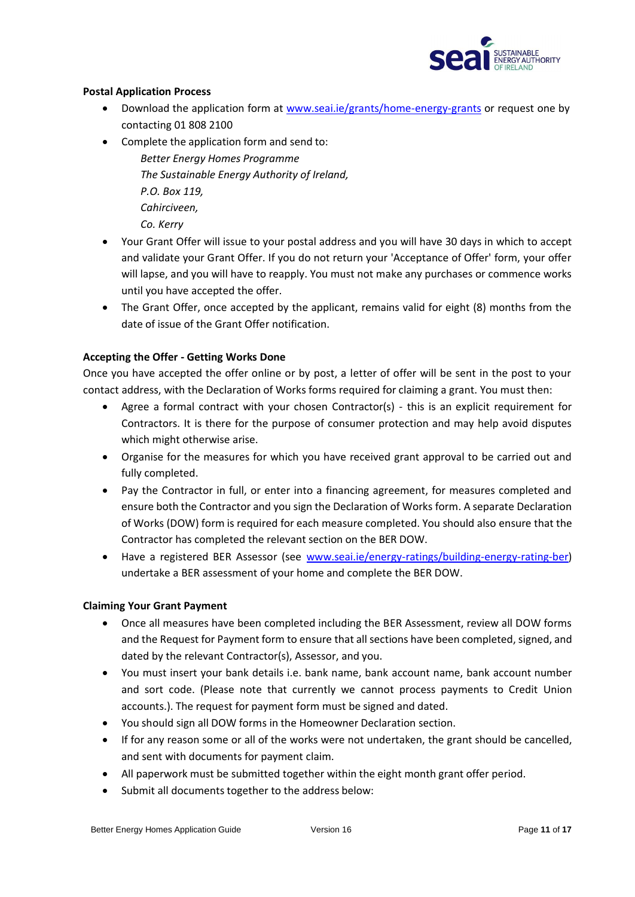**Postal Application Process**

- Download the application form at [www.seai.ie/grants/home-energy-grants](www.seai.ie/grants/home-energy-grants) or request one by contacting 01 808 2100
- Complete the application form and send to:

  *Better Energy Homes Programme*
  *The Sustainable Energy Authority of Ireland,*
  *P.O. Box 119,*
  *Cahirciveen,*
  *Co. Kerry*

- Your Grant Offer will issue to your postal address and you will have 30 days in which to accept and validate your Grant Offer. If you do not return your 'Acceptance of Offer' form, your offer will lapse, and you will have to reapply. You must not make any purchases or commence works until you have accepted the offer.
- The Grant Offer, once accepted by the applicant, remains valid for eight (8) months from the date of issue of the Grant Offer notification.

**Accepting the Offer - Getting Works Done**

Once you have accepted the offer online or by post, a letter of offer will be sent in the post to your contact address, with the Declaration of Works forms required for claiming a grant. You must then:

- Agree a formal contract with your chosen Contractor(s) - this is an explicit requirement for Contractors. It is there for the purpose of consumer protection and may help avoid disputes which might otherwise arise.
- Organise for the measures for which you have received grant approval to be carried out and fully completed.
- Pay the Contractor in full, or enter into a financing agreement, for measures completed and ensure both the Contractor and you sign the Declaration of Works form. A separate Declaration of Works (DOW) form is required for each measure completed. You should also ensure that the Contractor has completed the relevant section on the BER DOW.
- Have a registered BER Assessor (see [www.seai.ie/energy-ratings/building-energy-rating-ber](www.seai.ie/energy-ratings/building-energy-rating-ber)) undertake a BER assessment of your home and complete the BER DOW.

**Claiming Your Grant Payment**

- Once all measures have been completed including the BER Assessment, review all DOW forms and the Request for Payment form to ensure that all sections have been completed, signed, and dated by the relevant Contractor(s), Assessor, and you.
- You must insert your bank details i.e. bank name, bank account name, bank account number and sort code. (Please note that currently we cannot process payments to Credit Union accounts.). The request for payment form must be signed and dated.
- You should sign all DOW forms in the Homeowner Declaration section.
- If for any reason some or all of the works were not undertaken, the grant should be cancelled, and sent with documents for payment claim.
- All paperwork must be submitted together within the eight month grant offer period.
- Submit all documents together to the address below: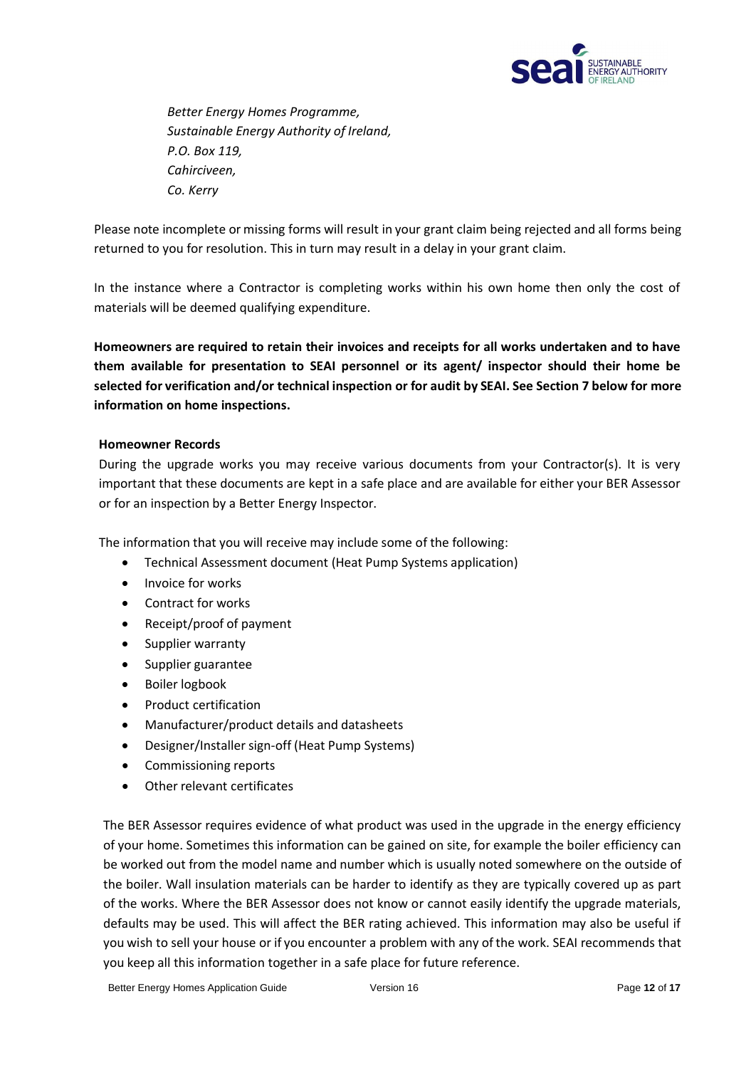*Better Energy Homes Programme,*
*Sustainable Energy Authority of Ireland,*
*P.O. Box 119,*
*Cahirciveen,*
*Co. Kerry*

Please note incomplete or missing forms will result in your grant claim being rejected and all forms being returned to you for resolution. This in turn may result in a delay in your grant claim.

In the instance where a Contractor is completing works within his own home then only the cost of materials will be deemed qualifying expenditure.

**Homeowners are required to retain their invoices and receipts for all works undertaken and to have them available for presentation to SEAI personnel or its agent/ inspector should their home be selected for verification and/or technical inspection or for audit by SEAI. See Section 7 below for more information on home inspections.**

**Homeowner Records**

During the upgrade works you may receive various documents from your Contractor(s). It is very important that these documents are kept in a safe place and are available for either your BER Assessor or for an inspection by a Better Energy Inspector.

The information that you will receive may include some of the following:

- Technical Assessment document (Heat Pump Systems application)
- Invoice for works
- Contract for works
- Receipt/proof of payment
- Supplier warranty
- Supplier guarantee
- Boiler logbook
- Product certification
- Manufacturer/product details and datasheets
- Designer/Installer sign-off (Heat Pump Systems)
- Commissioning reports
- Other relevant certificates

The BER Assessor requires evidence of what product was used in the upgrade in the energy efficiency of your home. Sometimes this information can be gained on site, for example the boiler efficiency can be worked out from the model name and number which is usually noted somewhere on the outside of the boiler. Wall insulation materials can be harder to identify as they are typically covered up as part of the works. Where the BER Assessor does not know or cannot easily identify the upgrade materials, defaults may be used. This will affect the BER rating achieved. This information may also be useful if you wish to sell your house or if you encounter a problem with any of the work. SEAI recommends that you keep all this information together in a safe place for future reference.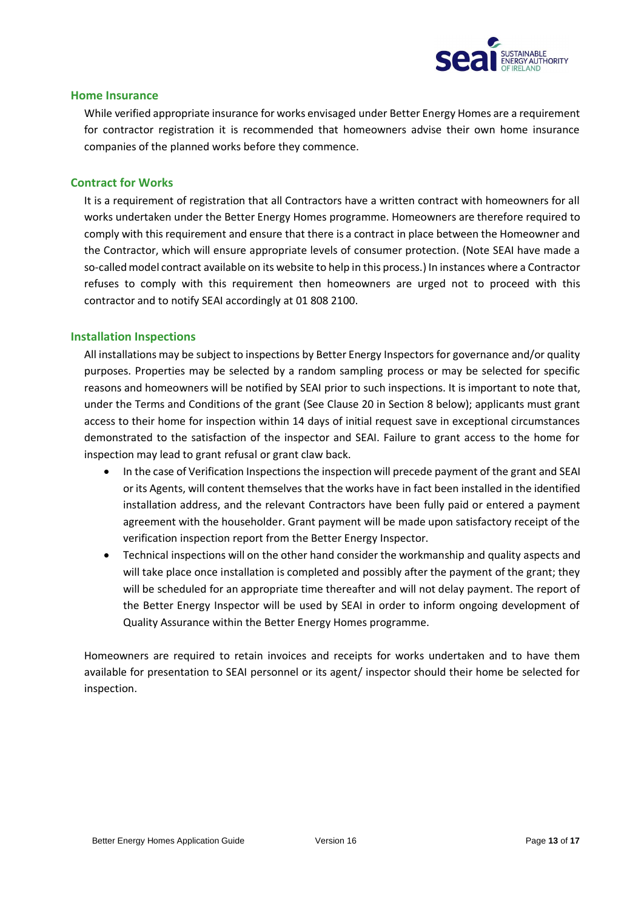## Home Insurance

While verified appropriate insurance for works envisaged under Better Energy Homes are a requirement for contractor registration it is recommended that homeowners advise their own home insurance companies of the planned works before they commence.

## Contract for Works

It is a requirement of registration that all Contractors have a written contract with homeowners for all works undertaken under the Better Energy Homes programme. Homeowners are therefore required to comply with this requirement and ensure that there is a contract in place between the Homeowner and the Contractor, which will ensure appropriate levels of consumer protection. (Note SEAI have made a so-called model contract available on its website to help in this process.) In instances where a Contractor refuses to comply with this requirement then homeowners are urged not to proceed with this contractor and to notify SEAI accordingly at 01 808 2100.

## Installation Inspections

All installations may be subject to inspections by Better Energy Inspectors for governance and/or quality purposes. Properties may be selected by a random sampling process or may be selected for specific reasons and homeowners will be notified by SEAI prior to such inspections. It is important to note that, under the Terms and Conditions of the grant (See Clause 20 in Section 8 below); applicants must grant access to their home for inspection within 14 days of initial request save in exceptional circumstances demonstrated to the satisfaction of the inspector and SEAI. Failure to grant access to the home for inspection may lead to grant refusal or grant claw back.

- In the case of Verification Inspections the inspection will precede payment of the grant and SEAI or its Agents, will content themselves that the works have in fact been installed in the identified installation address, and the relevant Contractors have been fully paid or entered a payment agreement with the householder. Grant payment will be made upon satisfactory receipt of the verification inspection report from the Better Energy Inspector.
- Technical inspections will on the other hand consider the workmanship and quality aspects and will take place once installation is completed and possibly after the payment of the grant; they will be scheduled for an appropriate time thereafter and will not delay payment. The report of the Better Energy Inspector will be used by SEAI in order to inform ongoing development of Quality Assurance within the Better Energy Homes programme.

Homeowners are required to retain invoices and receipts for works undertaken and to have them available for presentation to SEAI personnel or its agent/ inspector should their home be selected for inspection.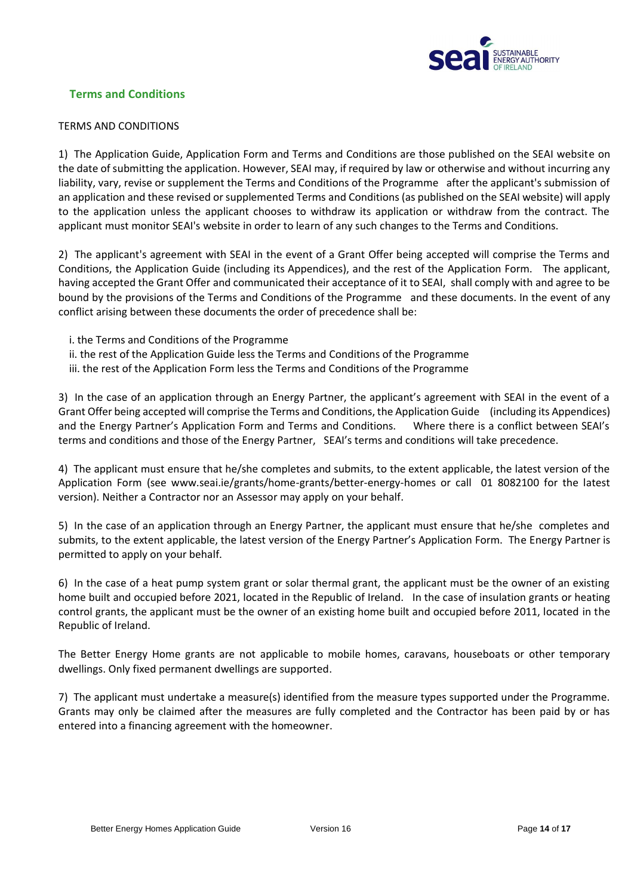## Terms and Conditions

TERMS AND CONDITIONS

1) The Application Guide, Application Form and Terms and Conditions are those published on the SEAI website on the date of submitting the application. However, SEAI may, if required by law or otherwise and without incurring any liability, vary, revise or supplement the Terms and Conditions of the Programme after the applicant's submission of an application and these revised or supplemented Terms and Conditions (as published on the SEAI website) will apply to the application unless the applicant chooses to withdraw its application or withdraw from the contract. The applicant must monitor SEAI's website in order to learn of any such changes to the Terms and Conditions.

2) The applicant's agreement with SEAI in the event of a Grant Offer being accepted will comprise the Terms and Conditions, the Application Guide (including its Appendices), and the rest of the Application Form. The applicant, having accepted the Grant Offer and communicated their acceptance of it to SEAI, shall comply with and agree to be bound by the provisions of the Terms and Conditions of the Programme and these documents. In the event of any conflict arising between these documents the order of precedence shall be:

i. the Terms and Conditions of the Programme
ii. the rest of the Application Guide less the Terms and Conditions of the Programme
iii. the rest of the Application Form less the Terms and Conditions of the Programme

3) In the case of an application through an Energy Partner, the applicant's agreement with SEAI in the event of a Grant Offer being accepted will comprise the Terms and Conditions, the Application Guide (including its Appendices) and the Energy Partner's Application Form and Terms and Conditions. Where there is a conflict between SEAI's terms and conditions and those of the Energy Partner, SEAI's terms and conditions will take precedence.

4) The applicant must ensure that he/she completes and submits, to the extent applicable, the latest version of the Application Form (see www.seai.ie/grants/home-grants/better-energy-homes or call 01 8082100 for the latest version). Neither a Contractor nor an Assessor may apply on your behalf.

5) In the case of an application through an Energy Partner, the applicant must ensure that he/she completes and submits, to the extent applicable, the latest version of the Energy Partner's Application Form. The Energy Partner is permitted to apply on your behalf.

6) In the case of a heat pump system grant or solar thermal grant, the applicant must be the owner of an existing home built and occupied before 2021, located in the Republic of Ireland. In the case of insulation grants or heating control grants, the applicant must be the owner of an existing home built and occupied before 2011, located in the Republic of Ireland.

The Better Energy Home grants are not applicable to mobile homes, caravans, houseboats or other temporary dwellings. Only fixed permanent dwellings are supported.

7) The applicant must undertake a measure(s) identified from the measure types supported under the Programme. Grants may only be claimed after the measures are fully completed and the Contractor has been paid by or has entered into a financing agreement with the homeowner.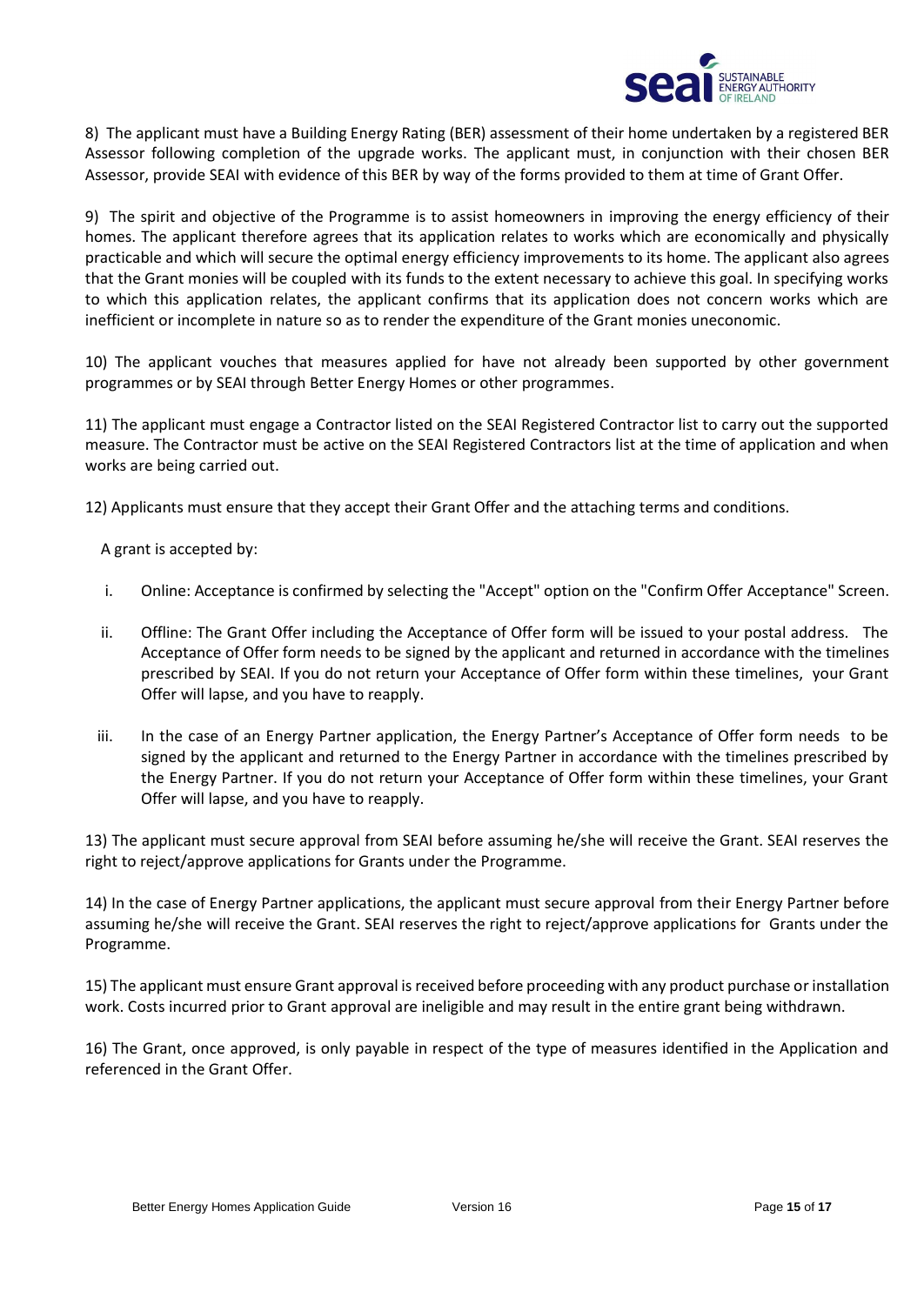8) The applicant must have a Building Energy Rating (BER) assessment of their home undertaken by a registered BER Assessor following completion of the upgrade works. The applicant must, in conjunction with their chosen BER Assessor, provide SEAI with evidence of this BER by way of the forms provided to them at time of Grant Offer.

9) The spirit and objective of the Programme is to assist homeowners in improving the energy efficiency of their homes. The applicant therefore agrees that its application relates to works which are economically and physically practicable and which will secure the optimal energy efficiency improvements to its home. The applicant also agrees that the Grant monies will be coupled with its funds to the extent necessary to achieve this goal. In specifying works to which this application relates, the applicant confirms that its application does not concern works which are inefficient or incomplete in nature so as to render the expenditure of the Grant monies uneconomic.

10) The applicant vouches that measures applied for have not already been supported by other government programmes or by SEAI through Better Energy Homes or other programmes.

11) The applicant must engage a Contractor listed on the SEAI Registered Contractor list to carry out the supported measure. The Contractor must be active on the SEAI Registered Contractors list at the time of application and when works are being carried out.

12) Applicants must ensure that they accept their Grant Offer and the attaching terms and conditions.

A grant is accepted by:

i. Online: Acceptance is confirmed by selecting the "Accept" option on the "Confirm Offer Acceptance" Screen.

ii. Offline: The Grant Offer including the Acceptance of Offer form will be issued to your postal address. The Acceptance of Offer form needs to be signed by the applicant and returned in accordance with the timelines prescribed by SEAI. If you do not return your Acceptance of Offer form within these timelines, your Grant Offer will lapse, and you have to reapply.

iii. In the case of an Energy Partner application, the Energy Partner's Acceptance of Offer form needs to be signed by the applicant and returned to the Energy Partner in accordance with the timelines prescribed by the Energy Partner. If you do not return your Acceptance of Offer form within these timelines, your Grant Offer will lapse, and you have to reapply.

13) The applicant must secure approval from SEAI before assuming he/she will receive the Grant. SEAI reserves the right to reject/approve applications for Grants under the Programme.

14) In the case of Energy Partner applications, the applicant must secure approval from their Energy Partner before assuming he/she will receive the Grant. SEAI reserves the right to reject/approve applications for Grants under the Programme.

15) The applicant must ensure Grant approval is received before proceeding with any product purchase or installation work. Costs incurred prior to Grant approval are ineligible and may result in the entire grant being withdrawn.

16) The Grant, once approved, is only payable in respect of the type of measures identified in the Application and referenced in the Grant Offer.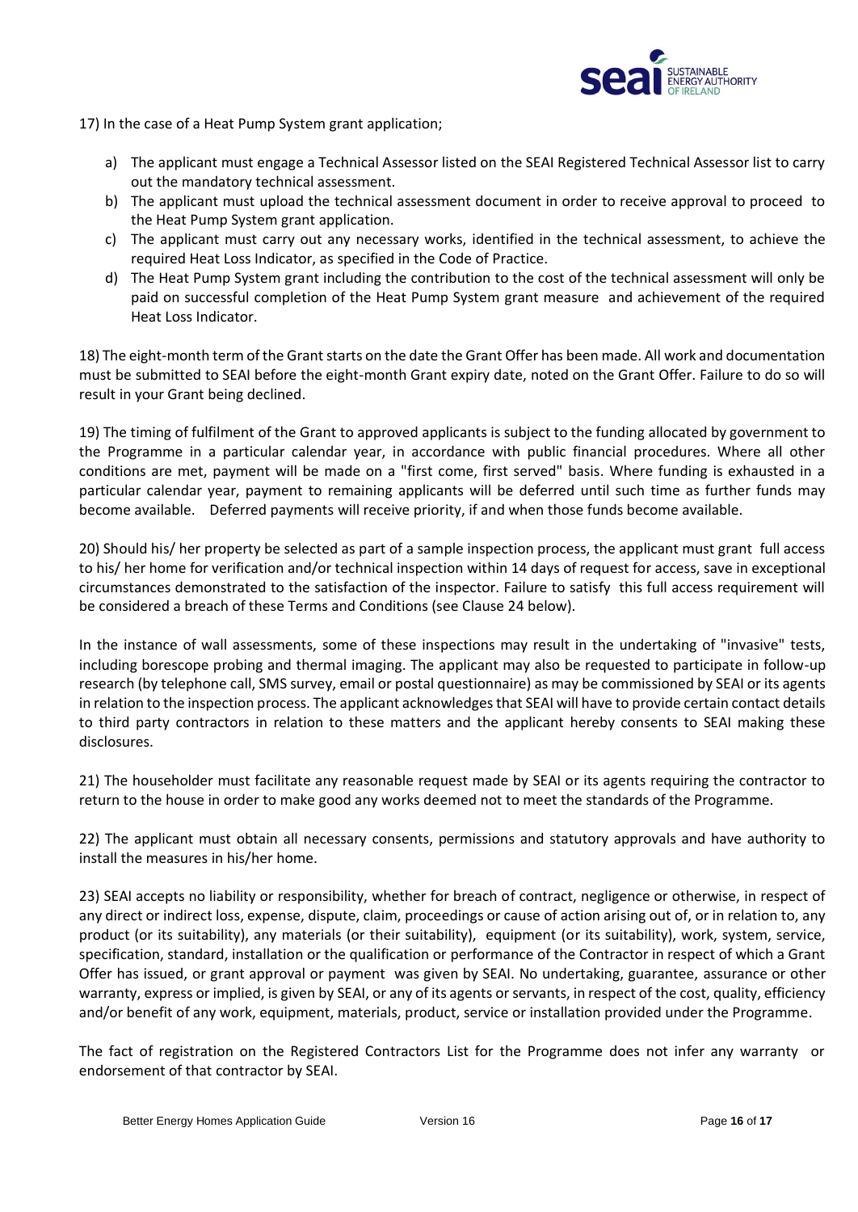17) In the case of a Heat Pump System grant application;

a) The applicant must engage a Technical Assessor listed on the SEAI Registered Technical Assessor list to carry out the mandatory technical assessment.
b) The applicant must upload the technical assessment document in order to receive approval to proceed to the Heat Pump System grant application.
c) The applicant must carry out any necessary works, identified in the technical assessment, to achieve the required Heat Loss Indicator, as specified in the Code of Practice.
d) The Heat Pump System grant including the contribution to the cost of the technical assessment will only be paid on successful completion of the Heat Pump System grant measure and achievement of the required Heat Loss Indicator.

18) The eight-month term of the Grant starts on the date the Grant Offer has been made. All work and documentation must be submitted to SEAI before the eight-month Grant expiry date, noted on the Grant Offer. Failure to do so will result in your Grant being declined.

19) The timing of fulfilment of the Grant to approved applicants is subject to the funding allocated by government to the Programme in a particular calendar year, in accordance with public financial procedures. Where all other conditions are met, payment will be made on a "first come, first served" basis. Where funding is exhausted in a particular calendar year, payment to remaining applicants will be deferred until such time as further funds may become available. Deferred payments will receive priority, if and when those funds become available.

20) Should his/ her property be selected as part of a sample inspection process, the applicant must grant full access to his/ her home for verification and/or technical inspection within 14 days of request for access, save in exceptional circumstances demonstrated to the satisfaction of the inspector. Failure to satisfy this full access requirement will be considered a breach of these Terms and Conditions (see Clause 24 below).

In the instance of wall assessments, some of these inspections may result in the undertaking of "invasive" tests, including borescope probing and thermal imaging. The applicant may also be requested to participate in follow-up research (by telephone call, SMS survey, email or postal questionnaire) as may be commissioned by SEAI or its agents in relation to the inspection process. The applicant acknowledges that SEAI will have to provide certain contact details to third party contractors in relation to these matters and the applicant hereby consents to SEAI making these disclosures.

21) The householder must facilitate any reasonable request made by SEAI or its agents requiring the contractor to return to the house in order to make good any works deemed not to meet the standards of the Programme.

22) The applicant must obtain all necessary consents, permissions and statutory approvals and have authority to install the measures in his/her home.

23) SEAI accepts no liability or responsibility, whether for breach of contract, negligence or otherwise, in respect of any direct or indirect loss, expense, dispute, claim, proceedings or cause of action arising out of, or in relation to, any product (or its suitability), any materials (or their suitability), equipment (or its suitability), work, system, service, specification, standard, installation or the qualification or performance of the Contractor in respect of which a Grant Offer has issued, or grant approval or payment was given by SEAI. No undertaking, guarantee, assurance or other warranty, express or implied, is given by SEAI, or any of its agents or servants, in respect of the cost, quality, efficiency and/or benefit of any work, equipment, materials, product, service or installation provided under the Programme.

The fact of registration on the Registered Contractors List for the Programme does not infer any warranty or endorsement of that contractor by SEAI.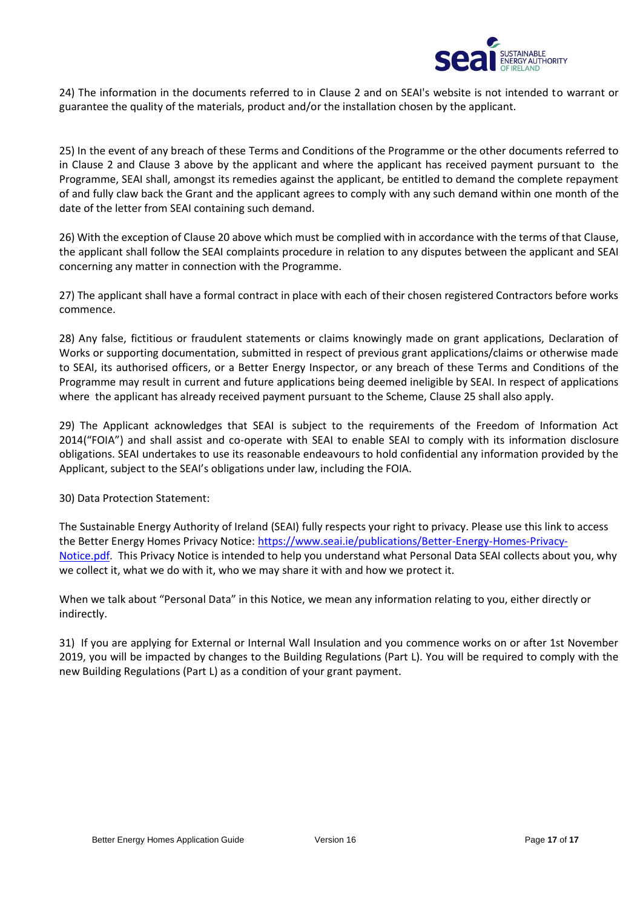24) The information in the documents referred to in Clause 2 and on SEAI's website is not intended to warrant or guarantee the quality of the materials, product and/or the installation chosen by the applicant.

25) In the event of any breach of these Terms and Conditions of the Programme or the other documents referred to in Clause 2 and Clause 3 above by the applicant and where the applicant has received payment pursuant to the Programme, SEAI shall, amongst its remedies against the applicant, be entitled to demand the complete repayment of and fully claw back the Grant and the applicant agrees to comply with any such demand within one month of the date of the letter from SEAI containing such demand.

26) With the exception of Clause 20 above which must be complied with in accordance with the terms of that Clause, the applicant shall follow the SEAI complaints procedure in relation to any disputes between the applicant and SEAI concerning any matter in connection with the Programme.

27) The applicant shall have a formal contract in place with each of their chosen registered Contractors before works commence.

28) Any false, fictitious or fraudulent statements or claims knowingly made on grant applications, Declaration of Works or supporting documentation, submitted in respect of previous grant applications/claims or otherwise made to SEAI, its authorised officers, or a Better Energy Inspector, or any breach of these Terms and Conditions of the Programme may result in current and future applications being deemed ineligible by SEAI. In respect of applications where the applicant has already received payment pursuant to the Scheme, Clause 25 shall also apply.

29) The Applicant acknowledges that SEAI is subject to the requirements of the Freedom of Information Act 2014("FOIA") and shall assist and co-operate with SEAI to enable SEAI to comply with its information disclosure obligations. SEAI undertakes to use its reasonable endeavours to hold confidential any information provided by the Applicant, subject to the SEAI's obligations under law, including the FOIA.

30) Data Protection Statement:

The Sustainable Energy Authority of Ireland (SEAI) fully respects your right to privacy. Please use this link to access the Better Energy Homes Privacy Notice: [https://www.seai.ie/publications/Better-Energy-Homes-Privacy-Notice.pdf](https://www.seai.ie/publications/Better-Energy-Homes-Privacy-Notice.pdf). This Privacy Notice is intended to help you understand what Personal Data SEAI collects about you, why we collect it, what we do with it, who we may share it with and how we protect it.

When we talk about "Personal Data" in this Notice, we mean any information relating to you, either directly or indirectly.

31) If you are applying for External or Internal Wall Insulation and you commence works on or after 1st November 2019, you will be impacted by changes to the Building Regulations (Part L). You will be required to comply with the new Building Regulations (Part L) as a condition of your grant payment.